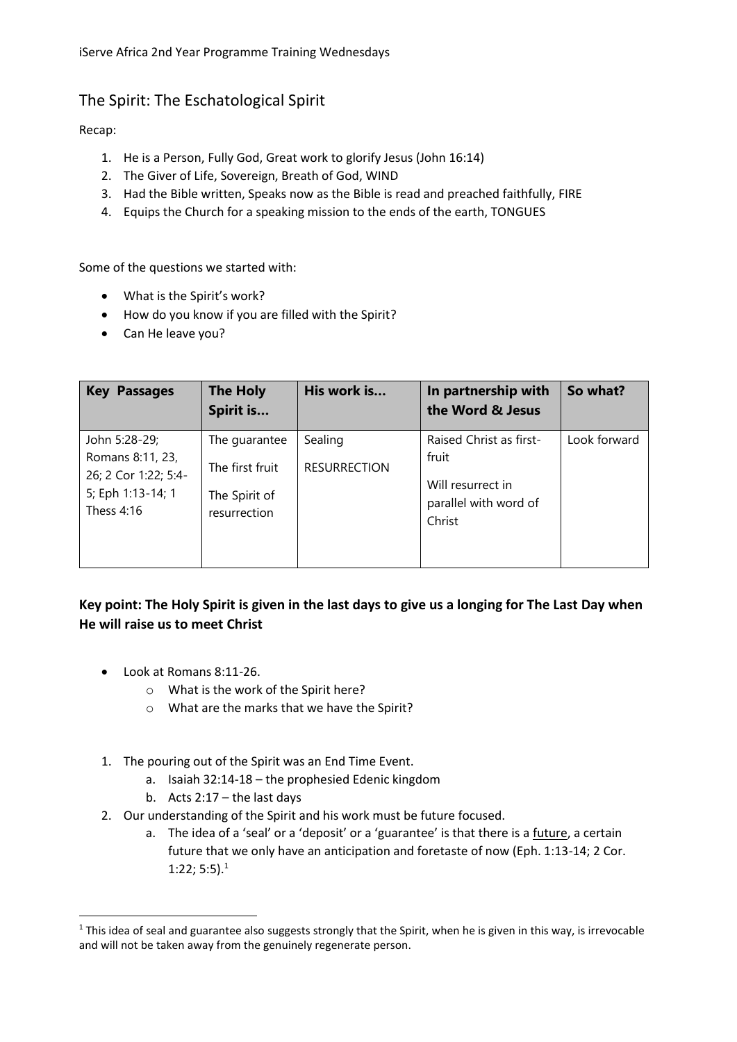iServe Africa 2nd Year Programme Training Wednesdays

# The Spirit: The Eschatological Spirit

Recap:

1. He is a Person, Fully God, Great work to glorify Jesus (John 16:14)
2. The Giver of Life, Sovereign, Breath of God, WIND
3. Had the Bible written, Speaks now as the Bible is read and preached faithfully, FIRE
4. Equips the Church for a speaking mission to the ends of the earth, TONGUES

Some of the questions we started with:

- What is the Spirit's work?
- How do you know if you are filled with the Spirit?
- Can He leave you?

| Key Passages | The Holy Spirit is… | His work is… | In partnership with the Word & Jesus | So what? |
|---|---|---|---|---|
| John 5:28-29; Romans 8:11, 23, 26; 2 Cor 1:22; 5:4-5; Eph 1:13-14; 1 Thess 4:16 | The guarantee<br>The first fruit<br>The Spirit of resurrection | Sealing<br>RESURRECTION | Raised Christ as first-fruit<br>Will resurrect in parallel with word of Christ | Look forward |

**Key point: The Holy Spirit is given in the last days to give us a longing for The Last Day when He will raise us to meet Christ**

- Look at Romans 8:11-26.
  - What is the work of the Spirit here?
  - What are the marks that we have the Spirit?

1. The pouring out of the Spirit was an End Time Event.
   a. Isaiah 32:14-18 – the prophesied Edenic kingdom
   b. Acts 2:17 – the last days
2. Our understanding of the Spirit and his work must be future focused.
   a. The idea of a 'seal' or a 'deposit' or a 'guarantee' is that there is a <u>future</u>, a certain future that we only have an anticipation and foretaste of now (Eph. 1:13-14; 2 Cor. 1:22; 5:5).[1]

[1] This idea of seal and guarantee also suggests strongly that the Spirit, when he is given in this way, is irrevocable and will not be taken away from the genuinely regenerate person.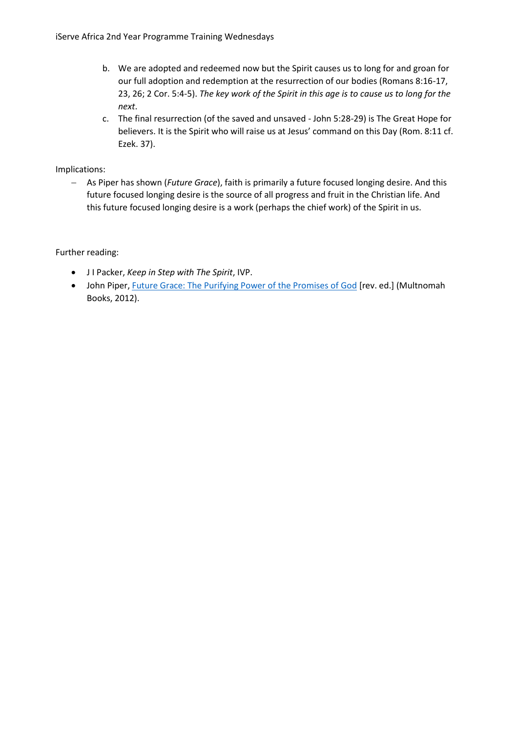b. We are adopted and redeemed now but the Spirit causes us to long for and groan for our full adoption and redemption at the resurrection of our bodies (Romans 8:16-17, 23, 26; 2 Cor. 5:4-5). *The key work of the Spirit in this age is to cause us to long for the next*.
c. The final resurrection (of the saved and unsaved - John 5:28-29) is The Great Hope for believers. It is the Spirit who will raise us at Jesus' command on this Day (Rom. 8:11 cf. Ezek. 37).

Implications:

- As Piper has shown (*Future Grace*), faith is primarily a future focused longing desire. And this future focused longing desire is the source of all progress and fruit in the Christian life. And this future focused longing desire is a work (perhaps the chief work) of the Spirit in us.

Further reading:

- J I Packer, *Keep in Step with The Spirit*, IVP.
- John Piper, Future Grace: The Purifying Power of the Promises of God [rev. ed.] (Multnomah Books, 2012).